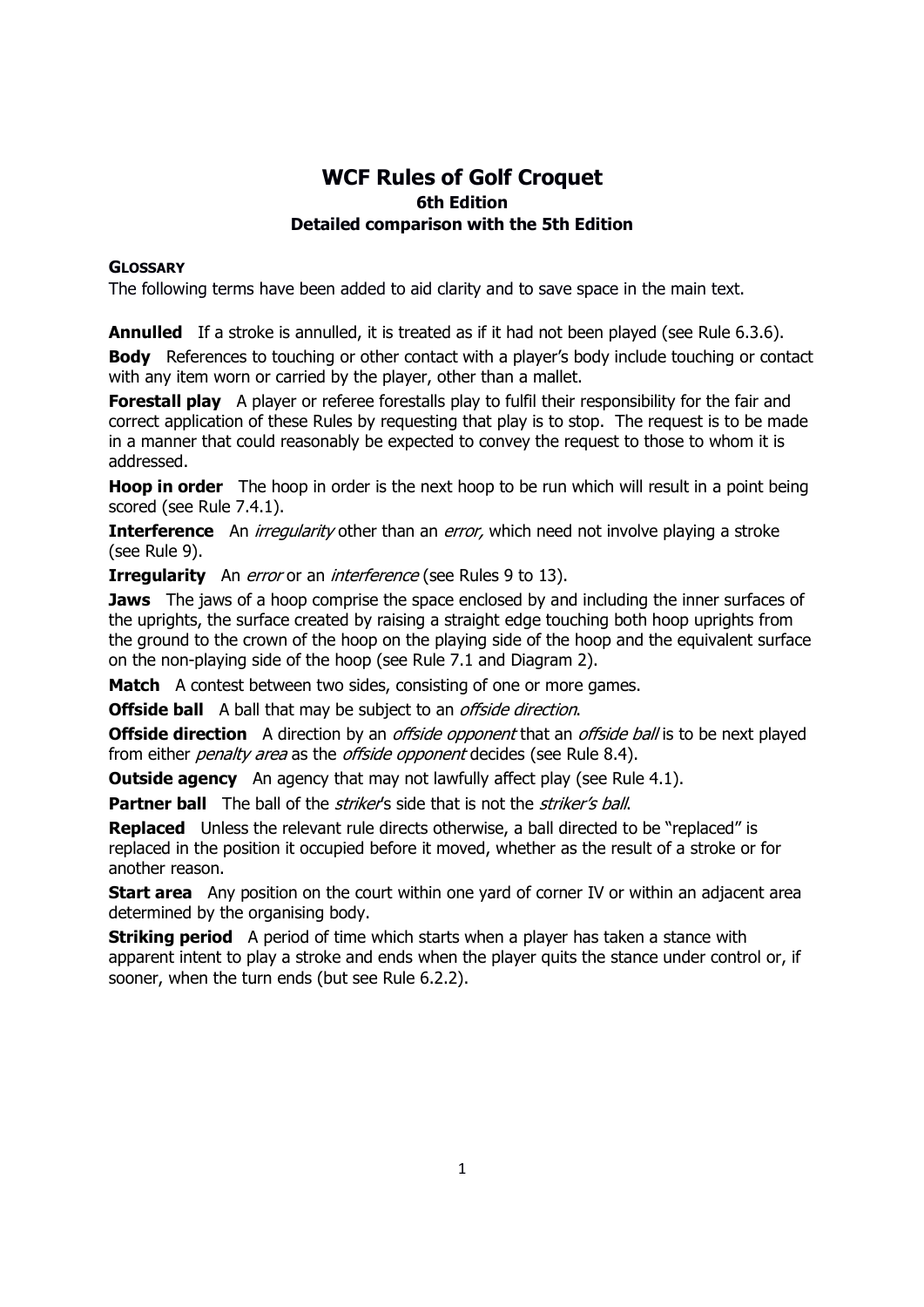# WCF Rules of Golf Croquet

### 6th Edition

### Detailed comparison with the 5th Edition

**GLOSSARY**

The following terms have been added to aid clarity and to save space in the main text.

**Annulled** If a stroke is annulled, it is treated as if it had not been played (see Rule 6.3.6).

**Body** References to touching or other contact with a player's body include touching or contact with any item worn or carried by the player, other than a mallet.

**Forestall play** A player or referee forestalls play to fulfil their responsibility for the fair and correct application of these Rules by requesting that play is to stop. The request is to be made in a manner that could reasonably be expected to convey the request to those to whom it is addressed.

**Hoop in order** The hoop in order is the next hoop to be run which will result in a point being scored (see Rule 7.4.1).

**Interference** An *irregularity* other than an *error,* which need not involve playing a stroke (see Rule 9).

**Irregularity** An *error* or an *interference* (see Rules 9 to 13).

**Jaws** The jaws of a hoop comprise the space enclosed by and including the inner surfaces of the uprights, the surface created by raising a straight edge touching both hoop uprights from the ground to the crown of the hoop on the playing side of the hoop and the equivalent surface on the non-playing side of the hoop (see Rule 7.1 and Diagram 2).

**Match** A contest between two sides, consisting of one or more games.

**Offside ball** A ball that may be subject to an *offside direction*.

**Offside direction** A direction by an *offside opponent* that an *offside ball* is to be next played from either *penalty area* as the *offside opponent* decides (see Rule 8.4).

**Outside agency** An agency that may not lawfully affect play (see Rule 4.1).

**Partner ball** The ball of the *striker*'s side that is not the *striker's ball*.

**Replaced** Unless the relevant rule directs otherwise, a ball directed to be "replaced" is replaced in the position it occupied before it moved, whether as the result of a stroke or for another reason.

**Start area** Any position on the court within one yard of corner IV or within an adjacent area determined by the organising body.

**Striking period** A period of time which starts when a player has taken a stance with apparent intent to play a stroke and ends when the player quits the stance under control or, if sooner, when the turn ends (but see Rule 6.2.2).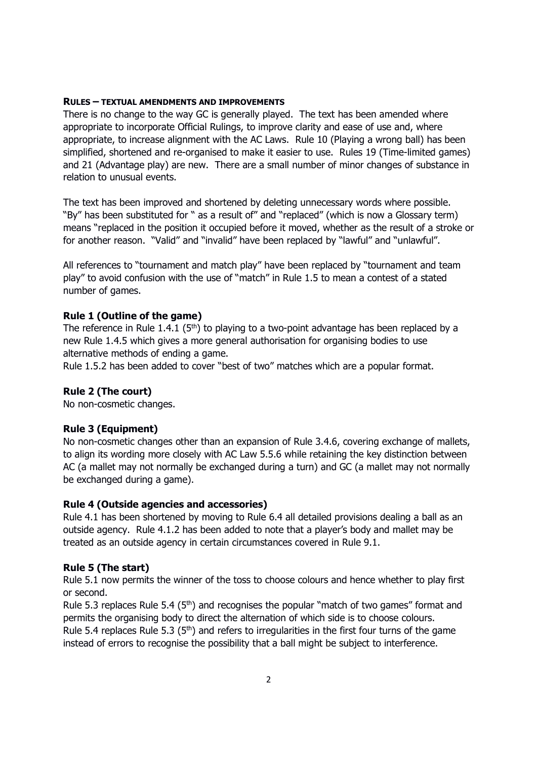**RULES – TEXTUAL AMENDMENTS AND IMPROVEMENTS**

There is no change to the way GC is generally played. The text has been amended where appropriate to incorporate Official Rulings, to improve clarity and ease of use and, where appropriate, to increase alignment with the AC Laws. Rule 10 (Playing a wrong ball) has been simplified, shortened and re-organised to make it easier to use. Rules 19 (Time-limited games) and 21 (Advantage play) are new. There are a small number of minor changes of substance in relation to unusual events.

The text has been improved and shortened by deleting unnecessary words where possible. "By" has been substituted for " as a result of" and "replaced" (which is now a Glossary term) means "replaced in the position it occupied before it moved, whether as the result of a stroke or for another reason. "Valid" and "invalid" have been replaced by "lawful" and "unlawful".

All references to "tournament and match play" have been replaced by "tournament and team play" to avoid confusion with the use of "match" in Rule 1.5 to mean a contest of a stated number of games.

### Rule 1 (Outline of the game)

The reference in Rule 1.4.1 (5th) to playing to a two-point advantage has been replaced by a new Rule 1.4.5 which gives a more general authorisation for organising bodies to use alternative methods of ending a game.

Rule 1.5.2 has been added to cover "best of two" matches which are a popular format.

### Rule 2 (The court)

No non-cosmetic changes.

### Rule 3 (Equipment)

No non-cosmetic changes other than an expansion of Rule 3.4.6, covering exchange of mallets, to align its wording more closely with AC Law 5.5.6 while retaining the key distinction between AC (a mallet may not normally be exchanged during a turn) and GC (a mallet may not normally be exchanged during a game).

### Rule 4 (Outside agencies and accessories)

Rule 4.1 has been shortened by moving to Rule 6.4 all detailed provisions dealing a ball as an outside agency. Rule 4.1.2 has been added to note that a player's body and mallet may be treated as an outside agency in certain circumstances covered in Rule 9.1.

### Rule 5 (The start)

Rule 5.1 now permits the winner of the toss to choose colours and hence whether to play first or second.

Rule 5.3 replaces Rule 5.4 (5th) and recognises the popular "match of two games" format and permits the organising body to direct the alternation of which side is to choose colours.

Rule 5.4 replaces Rule 5.3 (5th) and refers to irregularities in the first four turns of the game instead of errors to recognise the possibility that a ball might be subject to interference.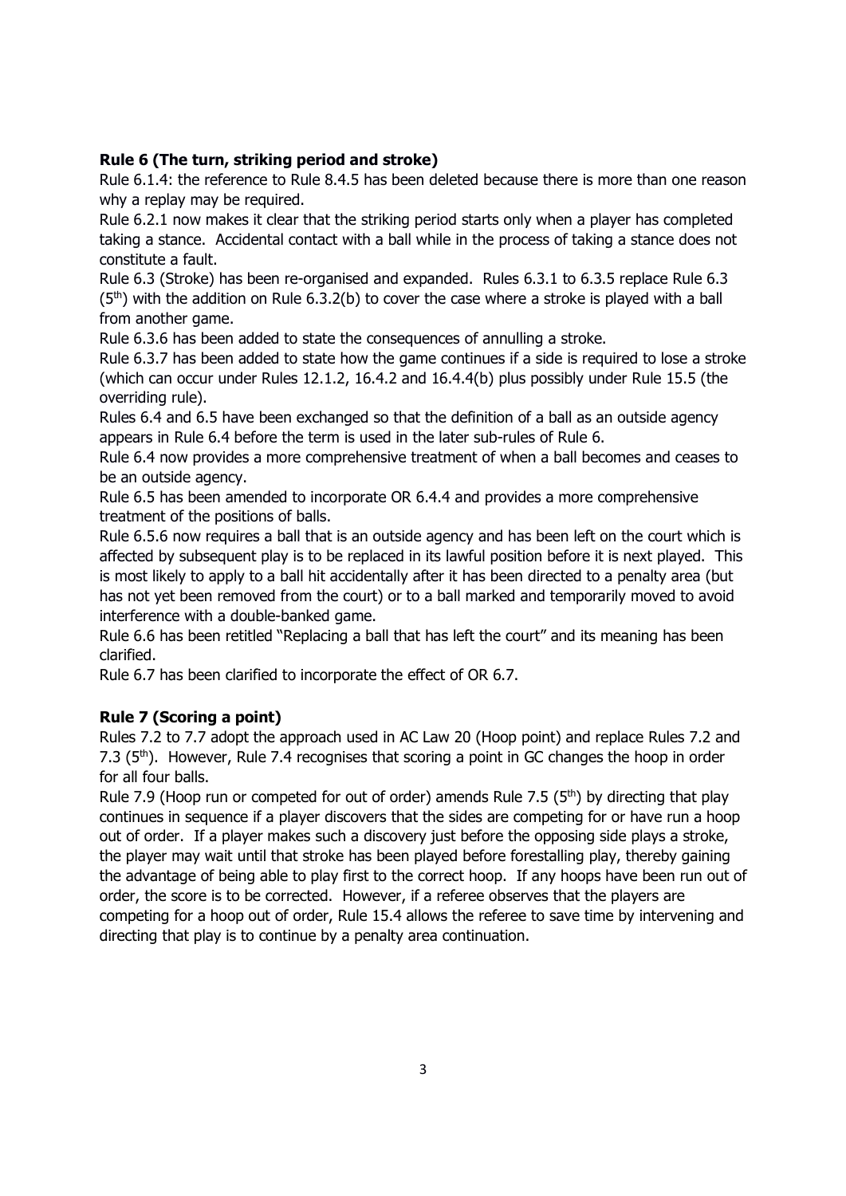**Rule 6 (The turn, striking period and stroke)**

Rule 6.1.4: the reference to Rule 8.4.5 has been deleted because there is more than one reason why a replay may be required.

Rule 6.2.1 now makes it clear that the striking period starts only when a player has completed taking a stance. Accidental contact with a ball while in the process of taking a stance does not constitute a fault.

Rule 6.3 (Stroke) has been re-organised and expanded. Rules 6.3.1 to 6.3.5 replace Rule 6.3 (5th) with the addition on Rule 6.3.2(b) to cover the case where a stroke is played with a ball from another game.

Rule 6.3.6 has been added to state the consequences of annulling a stroke.

Rule 6.3.7 has been added to state how the game continues if a side is required to lose a stroke (which can occur under Rules 12.1.2, 16.4.2 and 16.4.4(b) plus possibly under Rule 15.5 (the overriding rule).

Rules 6.4 and 6.5 have been exchanged so that the definition of a ball as an outside agency appears in Rule 6.4 before the term is used in the later sub-rules of Rule 6.

Rule 6.4 now provides a more comprehensive treatment of when a ball becomes and ceases to be an outside agency.

Rule 6.5 has been amended to incorporate OR 6.4.4 and provides a more comprehensive treatment of the positions of balls.

Rule 6.5.6 now requires a ball that is an outside agency and has been left on the court which is affected by subsequent play is to be replaced in its lawful position before it is next played. This is most likely to apply to a ball hit accidentally after it has been directed to a penalty area (but has not yet been removed from the court) or to a ball marked and temporarily moved to avoid interference with a double-banked game.

Rule 6.6 has been retitled "Replacing a ball that has left the court" and its meaning has been clarified.

Rule 6.7 has been clarified to incorporate the effect of OR 6.7.

**Rule 7 (Scoring a point)**

Rules 7.2 to 7.7 adopt the approach used in AC Law 20 (Hoop point) and replace Rules 7.2 and 7.3 (5th). However, Rule 7.4 recognises that scoring a point in GC changes the hoop in order for all four balls.

Rule 7.9 (Hoop run or competed for out of order) amends Rule 7.5 (5th) by directing that play continues in sequence if a player discovers that the sides are competing for or have run a hoop out of order. If a player makes such a discovery just before the opposing side plays a stroke, the player may wait until that stroke has been played before forestalling play, thereby gaining the advantage of being able to play first to the correct hoop. If any hoops have been run out of order, the score is to be corrected. However, if a referee observes that the players are competing for a hoop out of order, Rule 15.4 allows the referee to save time by intervening and directing that play is to continue by a penalty area continuation.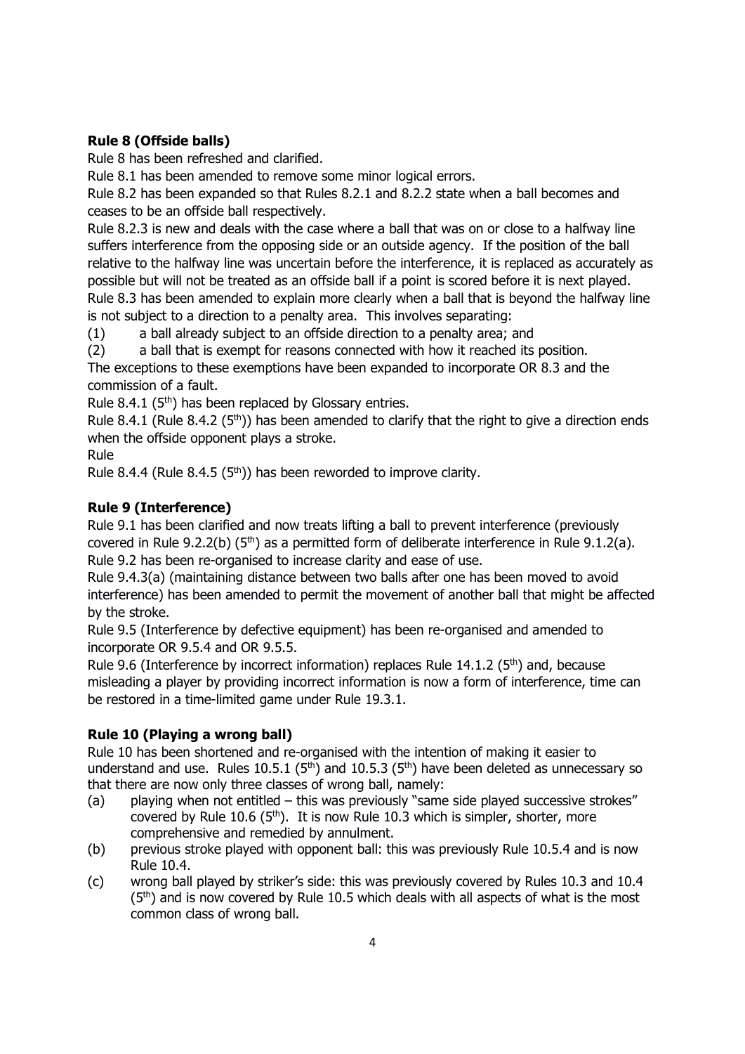**Rule 8 (Offside balls)**

Rule 8 has been refreshed and clarified.

Rule 8.1 has been amended to remove some minor logical errors.

Rule 8.2 has been expanded so that Rules 8.2.1 and 8.2.2 state when a ball becomes and ceases to be an offside ball respectively.

Rule 8.2.3 is new and deals with the case where a ball that was on or close to a halfway line suffers interference from the opposing side or an outside agency. If the position of the ball relative to the halfway line was uncertain before the interference, it is replaced as accurately as possible but will not be treated as an offside ball if a point is scored before it is next played.

Rule 8.3 has been amended to explain more clearly when a ball that is beyond the halfway line is not subject to a direction to a penalty area. This involves separating:

(1) a ball already subject to an offside direction to a penalty area; and

(2) a ball that is exempt for reasons connected with how it reached its position.

The exceptions to these exemptions have been expanded to incorporate OR 8.3 and the commission of a fault.

Rule 8.4.1 (5th) has been replaced by Glossary entries.

Rule 8.4.1 (Rule 8.4.2 (5th)) has been amended to clarify that the right to give a direction ends when the offside opponent plays a stroke.

Rule

Rule 8.4.4 (Rule 8.4.5 (5th)) has been reworded to improve clarity.

**Rule 9 (Interference)**

Rule 9.1 has been clarified and now treats lifting a ball to prevent interference (previously covered in Rule 9.2.2(b) (5th) as a permitted form of deliberate interference in Rule 9.1.2(a).

Rule 9.2 has been re-organised to increase clarity and ease of use.

Rule 9.4.3(a) (maintaining distance between two balls after one has been moved to avoid interference) has been amended to permit the movement of another ball that might be affected by the stroke.

Rule 9.5 (Interference by defective equipment) has been re-organised and amended to incorporate OR 9.5.4 and OR 9.5.5.

Rule 9.6 (Interference by incorrect information) replaces Rule 14.1.2 (5th) and, because misleading a player by providing incorrect information is now a form of interference, time can be restored in a time-limited game under Rule 19.3.1.

**Rule 10 (Playing a wrong ball)**

Rule 10 has been shortened and re-organised with the intention of making it easier to understand and use. Rules 10.5.1 (5th) and 10.5.3 (5th) have been deleted as unnecessary so that there are now only three classes of wrong ball, namely:

(a) playing when not entitled – this was previously "same side played successive strokes" covered by Rule 10.6 (5th). It is now Rule 10.3 which is simpler, shorter, more comprehensive and remedied by annulment.

(b) previous stroke played with opponent ball: this was previously Rule 10.5.4 and is now Rule 10.4.

(c) wrong ball played by striker's side: this was previously covered by Rules 10.3 and 10.4 (5th) and is now covered by Rule 10.5 which deals with all aspects of what is the most common class of wrong ball.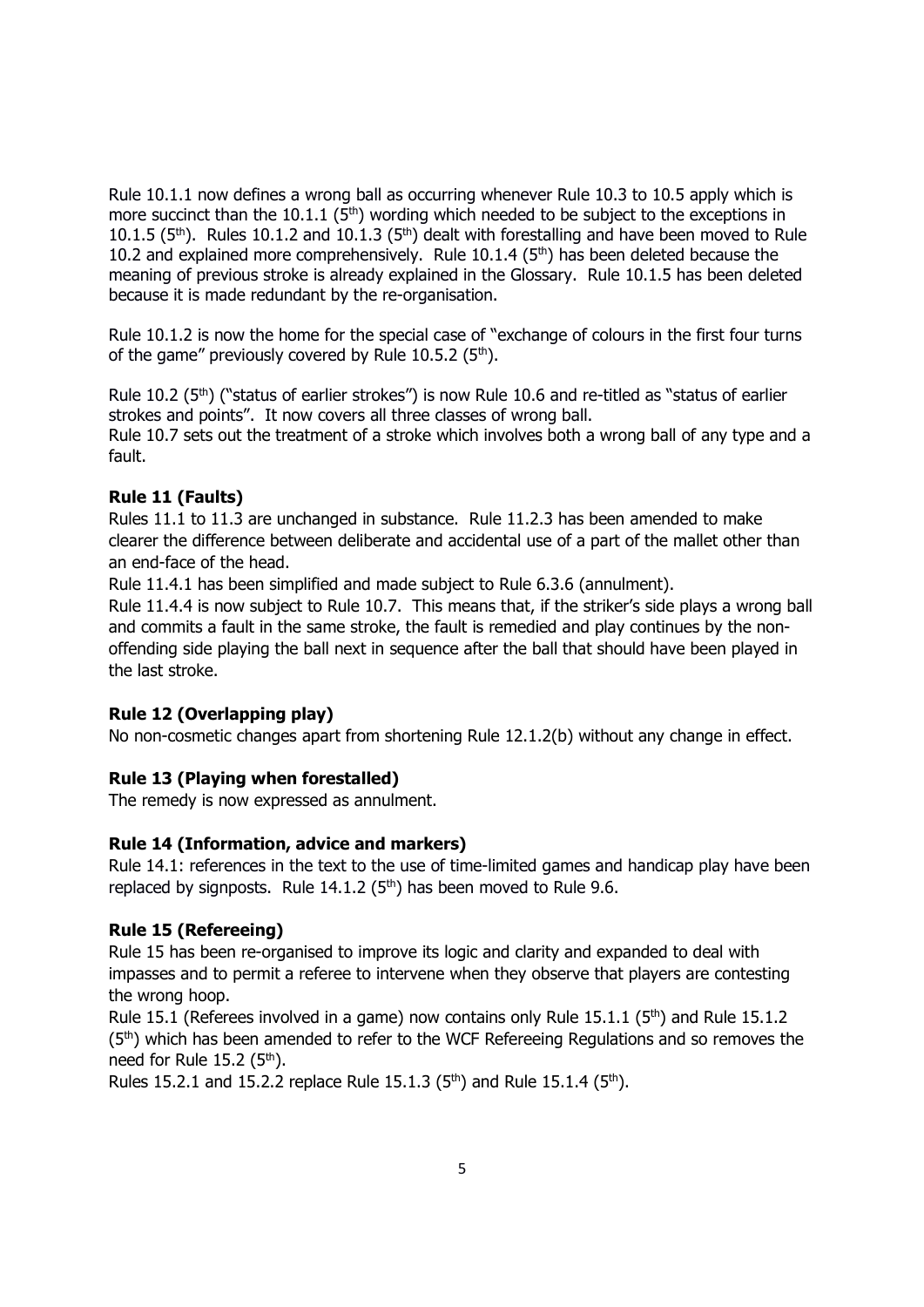Rule 10.1.1 now defines a wrong ball as occurring whenever Rule 10.3 to 10.5 apply which is more succinct than the 10.1.1 (5th) wording which needed to be subject to the exceptions in 10.1.5 (5th). Rules 10.1.2 and 10.1.3 (5th) dealt with forestalling and have been moved to Rule 10.2 and explained more comprehensively. Rule 10.1.4 (5th) has been deleted because the meaning of previous stroke is already explained in the Glossary. Rule 10.1.5 has been deleted because it is made redundant by the re-organisation.

Rule 10.1.2 is now the home for the special case of "exchange of colours in the first four turns of the game" previously covered by Rule 10.5.2 (5th).

Rule 10.2 (5th) ("status of earlier strokes") is now Rule 10.6 and re-titled as "status of earlier strokes and points". It now covers all three classes of wrong ball.
Rule 10.7 sets out the treatment of a stroke which involves both a wrong ball of any type and a fault.

**Rule 11 (Faults)**

Rules 11.1 to 11.3 are unchanged in substance. Rule 11.2.3 has been amended to make clearer the difference between deliberate and accidental use of a part of the mallet other than an end-face of the head.
Rule 11.4.1 has been simplified and made subject to Rule 6.3.6 (annulment).
Rule 11.4.4 is now subject to Rule 10.7. This means that, if the striker's side plays a wrong ball and commits a fault in the same stroke, the fault is remedied and play continues by the non-offending side playing the ball next in sequence after the ball that should have been played in the last stroke.

**Rule 12 (Overlapping play)**

No non-cosmetic changes apart from shortening Rule 12.1.2(b) without any change in effect.

**Rule 13 (Playing when forestalled)**

The remedy is now expressed as annulment.

**Rule 14 (Information, advice and markers)**

Rule 14.1: references in the text to the use of time-limited games and handicap play have been replaced by signposts. Rule 14.1.2 (5th) has been moved to Rule 9.6.

**Rule 15 (Refereeing)**

Rule 15 has been re-organised to improve its logic and clarity and expanded to deal with impasses and to permit a referee to intervene when they observe that players are contesting the wrong hoop.
Rule 15.1 (Referees involved in a game) now contains only Rule 15.1.1 (5th) and Rule 15.1.2 (5th) which has been amended to refer to the WCF Refereeing Regulations and so removes the need for Rule 15.2 (5th).
Rules 15.2.1 and 15.2.2 replace Rule 15.1.3 (5th) and Rule 15.1.4 (5th).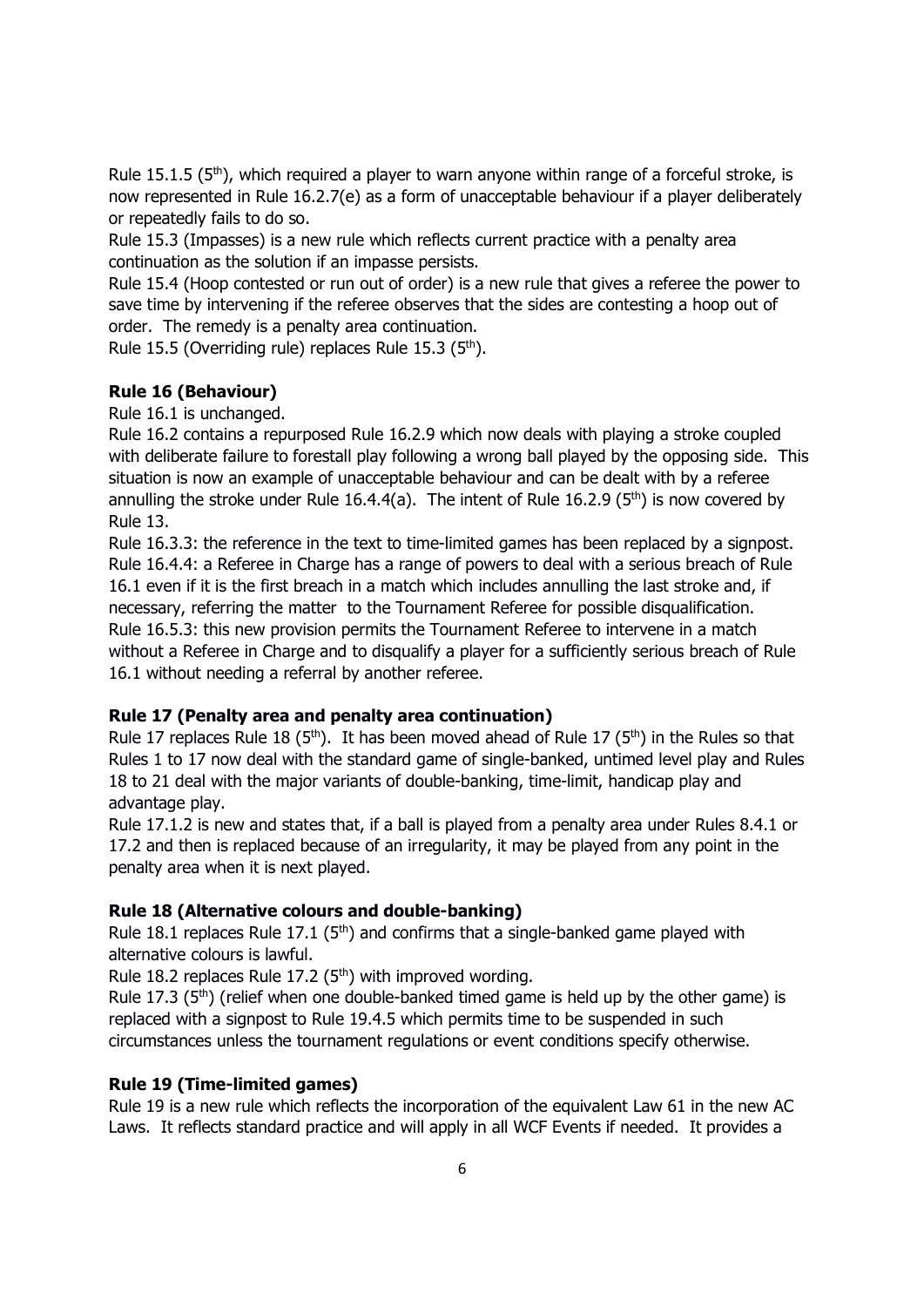Rule 15.1.5 (5th), which required a player to warn anyone within range of a forceful stroke, is now represented in Rule 16.2.7(e) as a form of unacceptable behaviour if a player deliberately or repeatedly fails to do so.
Rule 15.3 (Impasses) is a new rule which reflects current practice with a penalty area continuation as the solution if an impasse persists.
Rule 15.4 (Hoop contested or run out of order) is a new rule that gives a referee the power to save time by intervening if the referee observes that the sides are contesting a hoop out of order. The remedy is a penalty area continuation.
Rule 15.5 (Overriding rule) replaces Rule 15.3 (5th).

**Rule 16 (Behaviour)**

Rule 16.1 is unchanged.
Rule 16.2 contains a repurposed Rule 16.2.9 which now deals with playing a stroke coupled with deliberate failure to forestall play following a wrong ball played by the opposing side. This situation is now an example of unacceptable behaviour and can be dealt with by a referee annulling the stroke under Rule 16.4.4(a). The intent of Rule 16.2.9 (5th) is now covered by Rule 13.
Rule 16.3.3: the reference in the text to time-limited games has been replaced by a signpost.
Rule 16.4.4: a Referee in Charge has a range of powers to deal with a serious breach of Rule 16.1 even if it is the first breach in a match which includes annulling the last stroke and, if necessary, referring the matter to the Tournament Referee for possible disqualification.
Rule 16.5.3: this new provision permits the Tournament Referee to intervene in a match without a Referee in Charge and to disqualify a player for a sufficiently serious breach of Rule 16.1 without needing a referral by another referee.

**Rule 17 (Penalty area and penalty area continuation)**

Rule 17 replaces Rule 18 (5th). It has been moved ahead of Rule 17 (5th) in the Rules so that Rules 1 to 17 now deal with the standard game of single-banked, untimed level play and Rules 18 to 21 deal with the major variants of double-banking, time-limit, handicap play and advantage play.
Rule 17.1.2 is new and states that, if a ball is played from a penalty area under Rules 8.4.1 or 17.2 and then is replaced because of an irregularity, it may be played from any point in the penalty area when it is next played.

**Rule 18 (Alternative colours and double-banking)**

Rule 18.1 replaces Rule 17.1 (5th) and confirms that a single-banked game played with alternative colours is lawful.
Rule 18.2 replaces Rule 17.2 (5th) with improved wording.
Rule 17.3 (5th) (relief when one double-banked timed game is held up by the other game) is replaced with a signpost to Rule 19.4.5 which permits time to be suspended in such circumstances unless the tournament regulations or event conditions specify otherwise.

**Rule 19 (Time-limited games)**

Rule 19 is a new rule which reflects the incorporation of the equivalent Law 61 in the new AC Laws. It reflects standard practice and will apply in all WCF Events if needed. It provides a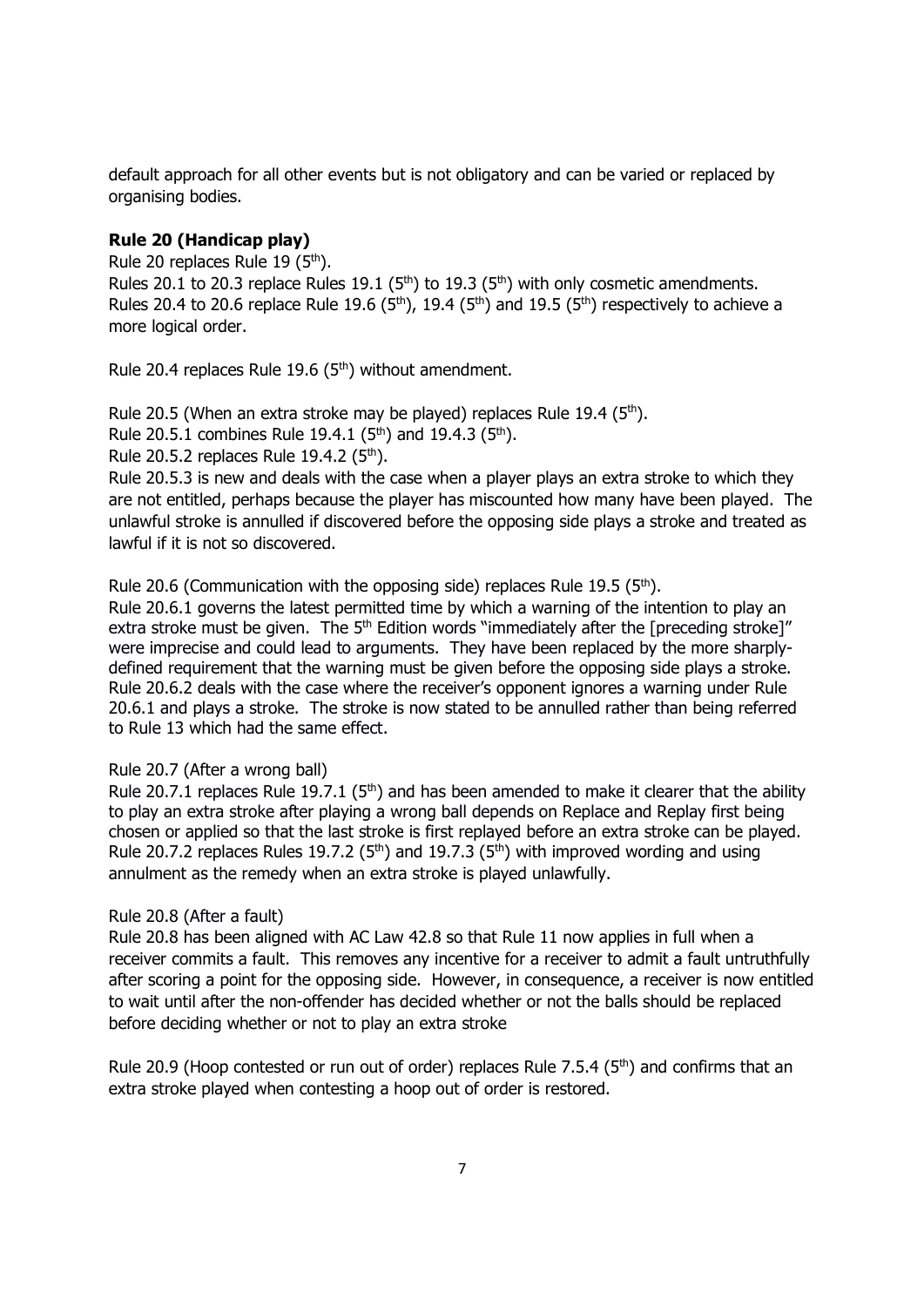default approach for all other events but is not obligatory and can be varied or replaced by organising bodies.

**Rule 20 (Handicap play)**

Rule 20 replaces Rule 19 (5th).
Rules 20.1 to 20.3 replace Rules 19.1 (5th) to 19.3 (5th) with only cosmetic amendments.
Rules 20.4 to 20.6 replace Rule 19.6 (5th), 19.4 (5th) and 19.5 (5th) respectively to achieve a more logical order.

Rule 20.4 replaces Rule 19.6 (5th) without amendment.

Rule 20.5 (When an extra stroke may be played) replaces Rule 19.4 (5th).
Rule 20.5.1 combines Rule 19.4.1 (5th) and 19.4.3 (5th).
Rule 20.5.2 replaces Rule 19.4.2 (5th).
Rule 20.5.3 is new and deals with the case when a player plays an extra stroke to which they are not entitled, perhaps because the player has miscounted how many have been played. The unlawful stroke is annulled if discovered before the opposing side plays a stroke and treated as lawful if it is not so discovered.

Rule 20.6 (Communication with the opposing side) replaces Rule 19.5 (5th).
Rule 20.6.1 governs the latest permitted time by which a warning of the intention to play an extra stroke must be given. The 5th Edition words "immediately after the [preceding stroke]" were imprecise and could lead to arguments. They have been replaced by the more sharply-defined requirement that the warning must be given before the opposing side plays a stroke.
Rule 20.6.2 deals with the case where the receiver's opponent ignores a warning under Rule 20.6.1 and plays a stroke. The stroke is now stated to be annulled rather than being referred to Rule 13 which had the same effect.

Rule 20.7 (After a wrong ball)
Rule 20.7.1 replaces Rule 19.7.1 (5th) and has been amended to make it clearer that the ability to play an extra stroke after playing a wrong ball depends on Replace and Replay first being chosen or applied so that the last stroke is first replayed before an extra stroke can be played.
Rule 20.7.2 replaces Rules 19.7.2 (5th) and 19.7.3 (5th) with improved wording and using annulment as the remedy when an extra stroke is played unlawfully.

Rule 20.8 (After a fault)
Rule 20.8 has been aligned with AC Law 42.8 so that Rule 11 now applies in full when a receiver commits a fault. This removes any incentive for a receiver to admit a fault untruthfully after scoring a point for the opposing side. However, in consequence, a receiver is now entitled to wait until after the non-offender has decided whether or not the balls should be replaced before deciding whether or not to play an extra stroke

Rule 20.9 (Hoop contested or run out of order) replaces Rule 7.5.4 (5th) and confirms that an extra stroke played when contesting a hoop out of order is restored.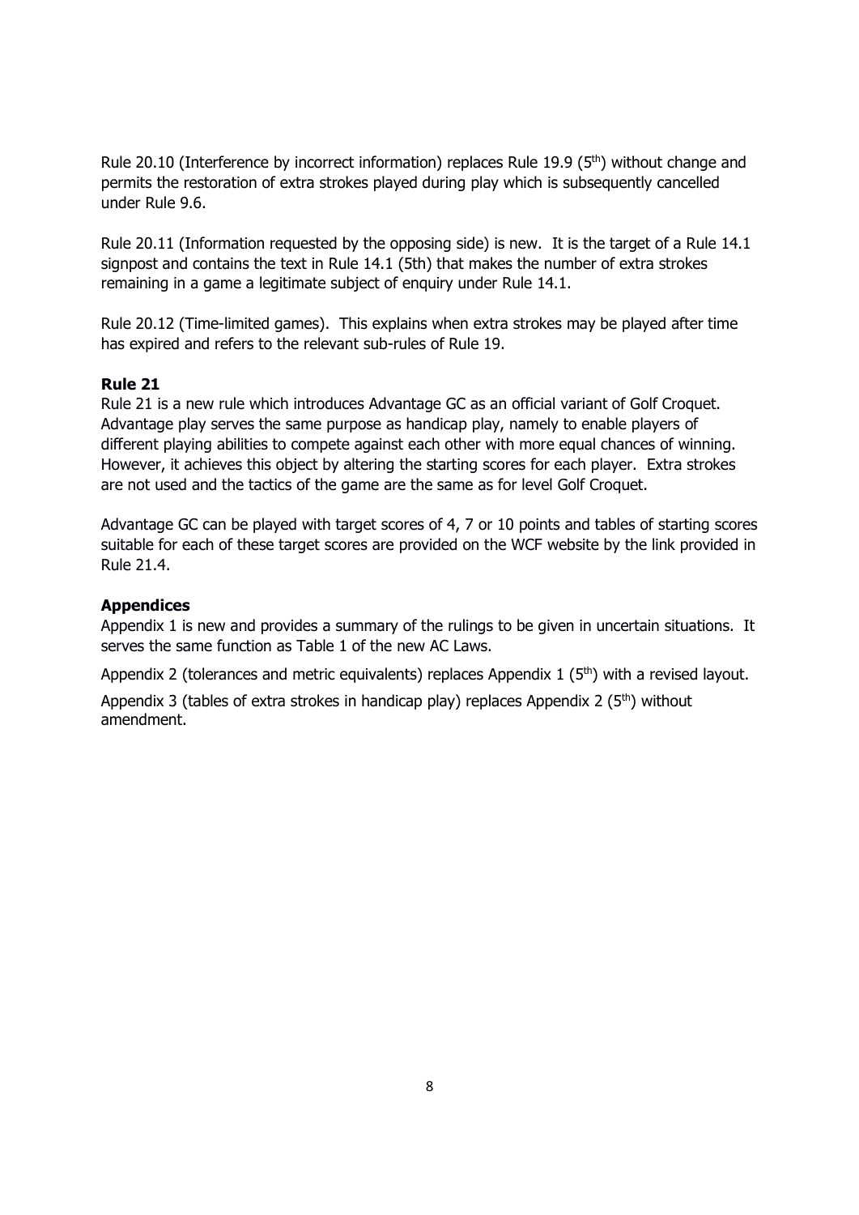Rule 20.10 (Interference by incorrect information) replaces Rule 19.9 (5th) without change and permits the restoration of extra strokes played during play which is subsequently cancelled under Rule 9.6.

Rule 20.11 (Information requested by the opposing side) is new. It is the target of a Rule 14.1 signpost and contains the text in Rule 14.1 (5th) that makes the number of extra strokes remaining in a game a legitimate subject of enquiry under Rule 14.1.

Rule 20.12 (Time-limited games). This explains when extra strokes may be played after time has expired and refers to the relevant sub-rules of Rule 19.

**Rule 21**

Rule 21 is a new rule which introduces Advantage GC as an official variant of Golf Croquet. Advantage play serves the same purpose as handicap play, namely to enable players of different playing abilities to compete against each other with more equal chances of winning. However, it achieves this object by altering the starting scores for each player. Extra strokes are not used and the tactics of the game are the same as for level Golf Croquet.

Advantage GC can be played with target scores of 4, 7 or 10 points and tables of starting scores suitable for each of these target scores are provided on the WCF website by the link provided in Rule 21.4.

**Appendices**

Appendix 1 is new and provides a summary of the rulings to be given in uncertain situations. It serves the same function as Table 1 of the new AC Laws.

Appendix 2 (tolerances and metric equivalents) replaces Appendix 1 (5th) with a revised layout.

Appendix 3 (tables of extra strokes in handicap play) replaces Appendix 2 (5th) without amendment.